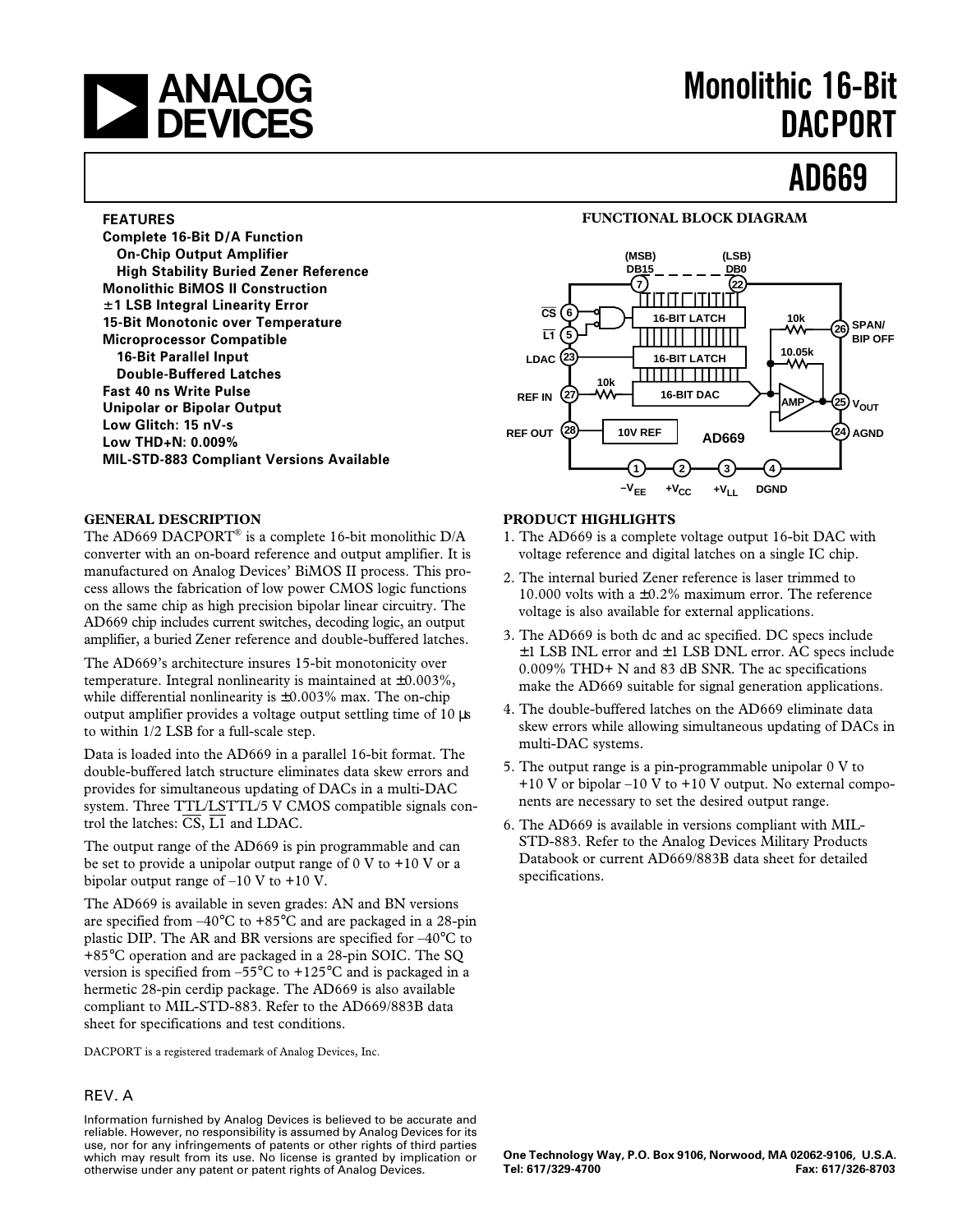# ANALOG DEVICES

# Monolithic 16-Bit DACPORT

# AD669

## FEATURES

**Complete 16-Bit D/A Function**
**On-Chip Output Amplifier**
**High Stability Buried Zener Reference**
**Monolithic BiMOS II Construction**
**±1 LSB Integral Linearity Error**
**15-Bit Monotonic over Temperature**
**Microprocessor Compatible**
**16-Bit Parallel Input**
**Double-Buffered Latches**
**Fast 40 ns Write Pulse**
**Unipolar or Bipolar Output**
**Low Glitch: 15 nV-s**
**Low THD+N: 0.009%**
**MIL-STD-883 Compliant Versions Available**

## FUNCTIONAL BLOCK DIAGRAM

## GENERAL DESCRIPTION

The AD669 DACPORT® is a complete 16-bit monolithic D/A converter with an on-board reference and output amplifier. It is manufactured on Analog Devices' BiMOS II process. This process allows the fabrication of low power CMOS logic functions on the same chip as high precision bipolar linear circuitry. The AD669 chip includes current switches, decoding logic, an output amplifier, a buried Zener reference and double-buffered latches.

The AD669's architecture insures 15-bit monotonicity over temperature. Integral nonlinearity is maintained at ±0.003%, while differential nonlinearity is ±0.003% max. The on-chip output amplifier provides a voltage output settling time of 10 µs to within 1/2 LSB for a full-scale step.

Data is loaded into the AD669 in a parallel 16-bit format. The double-buffered latch structure eliminates data skew errors and provides for simultaneous updating of DACs in a multi-DAC system. Three TTL/LSTTL/5 V CMOS compatible signals control the latches: $\overline{CS}$, $\overline{L1}$ and LDAC.

The output range of the AD669 is pin programmable and can be set to provide a unipolar output range of 0 V to +10 V or a bipolar output range of –10 V to +10 V.

The AD669 is available in seven grades: AN and BN versions are specified from –40°C to +85°C and are packaged in a 28-pin plastic DIP. The AR and BR versions are specified for –40°C to +85°C operation and are packaged in a 28-pin SOIC. The SQ version is specified from –55°C to +125°C and is packaged in a hermetic 28-pin cerdip package. The AD669 is also available compliant to MIL-STD-883. Refer to the AD669/883B data sheet for specifications and test conditions.

DACPORT is a registered trademark of Analog Devices, Inc.

## PRODUCT HIGHLIGHTS

1. The AD669 is a complete voltage output 16-bit DAC with voltage reference and digital latches on a single IC chip.
2. The internal buried Zener reference is laser trimmed to 10.000 volts with a ±0.2% maximum error. The reference voltage is also available for external applications.
3. The AD669 is both dc and ac specified. DC specs include ±1 LSB INL error and ±1 LSB DNL error. AC specs include 0.009% THD+ N and 83 dB SNR. The ac specifications make the AD669 suitable for signal generation applications.
4. The double-buffered latches on the AD669 eliminate data skew errors while allowing simultaneous updating of DACs in multi-DAC systems.
5. The output range is a pin-programmable unipolar 0 V to +10 V or bipolar –10 V to +10 V output. No external components are necessary to set the desired output range.
6. The AD669 is available in versions compliant with MIL-STD-883. Refer to the Analog Devices Military Products Databook or current AD669/883B data sheet for detailed specifications.

REV. A

Information furnished by Analog Devices is believed to be accurate and reliable. However, no responsibility is assumed by Analog Devices for its use, nor for any infringements of patents or other rights of third parties which may result from its use. No license is granted by implication or otherwise under any patent or patent rights of Analog Devices.

**One Technology Way, P.O. Box 9106, Norwood, MA 02062-9106, U.S.A.**
**Tel: 617/329-4700 Fax: 617/326-8703**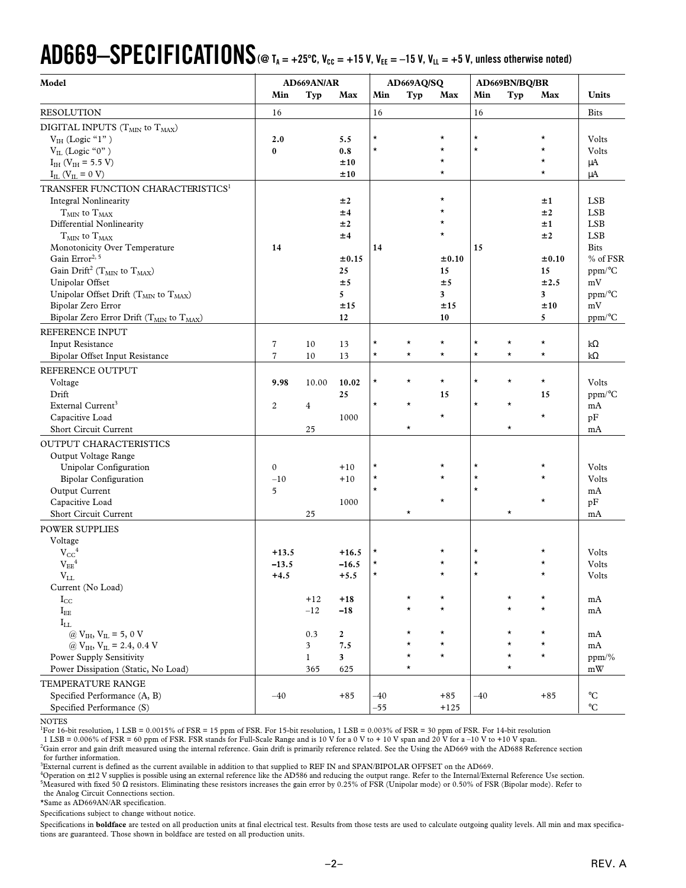# AD669–SPECIFICATIONS (@ $T_A$ = +25°C, $V_{CC}$ = +15 V, $V_{EE}$ = –15 V, $V_{LL}$ = +5 V, unless otherwise noted)

| Model | AD669AN/AR | | | AD669AQ/SQ | | | AD669BN/BQ/BR | | | |
|---|---|---|---|---|---|---|---|---|---|---|
| | Min | Typ | Max | Min | Typ | Max | Min | Typ | Max | Units |
| RESOLUTION | 16 | | | 16 | | | 16 | | | Bits |
| DIGITAL INPUTS ($T_{MIN}$ to $T_{MAX}$) | | | | | | | | | | |
| $V_{IH}$ (Logic "1") | **2.0** | | **5.5** | * | | * | * | | * | Volts |
| $V_{IL}$ (Logic "0") | **0** | | **0.8** | * | | * | * | | * | Volts |
| $I_{IH}$ ($V_{IH}$ = 5.5 V) | | | **±10** | | | * | | | * | μA |
| $I_{IL}$ ($V_{IL}$ = 0 V) | | | **±10** | | | * | | | * | μA |
| TRANSFER FUNCTION CHARACTERISTICS[1] | | | | | | | | | | |
| Integral Nonlinearity | | | **±2** | | | * | | | **±1** | LSB |
| $T_{MIN}$ to $T_{MAX}$ | | | **±4** | | | * | | | **±2** | LSB |
| Differential Nonlinearity | | | **±2** | | | * | | | **±1** | LSB |
| $T_{MIN}$ to $T_{MAX}$ | | | **±4** | | | * | | | **±2** | LSB |
| Monotonicity Over Temperature | **14** | | | **14** | | | **15** | | | Bits |
| Gain Error[2, 5] | | | **±0.15** | | | **±0.10** | | | **±0.10** | % of FSR |
| Gain Drift[2] ($T_{MIN}$ to $T_{MAX}$) | | | **25** | | | **15** | | | **15** | ppm/°C |
| Unipolar Offset | | | **±5** | | | **±5** | | | **±2.5** | mV |
| Unipolar Offset Drift ($T_{MIN}$ to $T_{MAX}$) | | | **5** | | | **3** | | | **3** | ppm/°C |
| Bipolar Zero Error | | | **±15** | | | **±15** | | | **±10** | mV |
| Bipolar Zero Error Drift ($T_{MIN}$ to $T_{MAX}$) | | | **12** | | | **10** | | | **5** | ppm/°C |
| REFERENCE INPUT | | | | | | | | | | |
| Input Resistance | 7 | 10 | 13 | * | * | * | * | * | * | kΩ |
| Bipolar Offset Input Resistance | 7 | 10 | 13 | * | * | * | * | * | * | kΩ |
| REFERENCE OUTPUT | | | | | | | | | | |
| Voltage | **9.98** | 10.00 | **10.02** | * | * | * | * | * | * | Volts |
| Drift | | | **25** | | | **15** | | | **15** | ppm/°C |
| External Current[3] | 2 | 4 | | * | * | | * | * | | mA |
| Capacitive Load | | | 1000 | | | * | | | * | pF |
| Short Circuit Current | | 25 | | | * | | | * | | mA |
| OUTPUT CHARACTERISTICS | | | | | | | | | | |
| Output Voltage Range | | | | | | | | | | |
| Unipolar Configuration | 0 | | +10 | * | | * | * | | * | Volts |
| Bipolar Configuration | –10 | | +10 | * | | * | * | | * | Volts |
| Output Current | 5 | | | * | | | * | | | mA |
| Capacitive Load | | | 1000 | | | * | | | * | pF |
| Short Circuit Current | | 25 | | | * | | | * | | mA |
| POWER SUPPLIES | | | | | | | | | | |
| Voltage | | | | | | | | | | |
| $V_{CC}$[4] | **+13.5** | | **+16.5** | * | | * | * | | * | Volts |
| $V_{EE}$[4] | **–13.5** | | **–16.5** | * | | * | * | | * | Volts |
| $V_{LL}$ | **+4.5** | | **+5.5** | * | | * | * | | * | Volts |
| Current (No Load) | | | | | | | | | | |
| $I_{CC}$ | | +12 | **+18** | | * | * | | * | * | mA |
| $I_{EE}$ | | –12 | **–18** | | * | * | | * | * | mA |
| $I_{LL}$ | | | | | | | | | | |
| @ $V_{IH}$, $V_{IL}$ = 5, 0 V | | 0.3 | **2** | | * | * | | * | * | mA |
| @ $V_{IH}$, $V_{IL}$ = 2.4, 0.4 V | | 3 | **7.5** | | * | * | | * | * | mA |
| Power Supply Sensitivity | | 1 | **3** | | * | * | | * | * | ppm/% |
| Power Dissipation (Static, No Load) | | 365 | 625 | | * | | | * | | mW |
| TEMPERATURE RANGE | | | | | | | | | | |
| Specified Performance (A, B) | –40 | | +85 | –40 | | +85 | –40 | | +85 | °C |
| Specified Performance (S) | | | | –55 | | +125 | | | | °C |

NOTES

[1]For 16-bit resolution, 1 LSB = 0.0015% of FSR = 15 ppm of FSR. For 15-bit resolution, 1 LSB = 0.003% of FSR = 30 ppm of FSR. For 14-bit resolution 1 LSB = 0.006% of FSR = 60 ppm of FSR. FSR stands for Full-Scale Range and is 10 V for a 0 V to + 10 V span and 20 V for a –10 V to +10 V span.

[2]Gain error and gain drift measured using the internal reference. Gain drift is primarily reference related. See the Using the AD669 with the AD688 Reference section for further information.

[3]External current is defined as the current available in addition to that supplied to REF IN and SPAN/BIPOLAR OFFSET on the AD669.

[4]Operation on ±12 V supplies is possible using an external reference like the AD586 and reducing the output range. Refer to the Internal/External Reference Use section.

[5]Measured with fixed 50 Ω resistors. Eliminating these resistors increases the gain error by 0.25% of FSR (Unipolar mode) or 0.50% of FSR (Bipolar mode). Refer to the Analog Circuit Connections section.

*Same as AD669AN/AR specification.

Specifications subject to change without notice.

Specifications in **boldface** are tested on all production units at final electrical test. Results from those tests are used to calculate outgoing quality levels. All min and max specifications are guaranteed. Those shown in boldface are tested on all production units.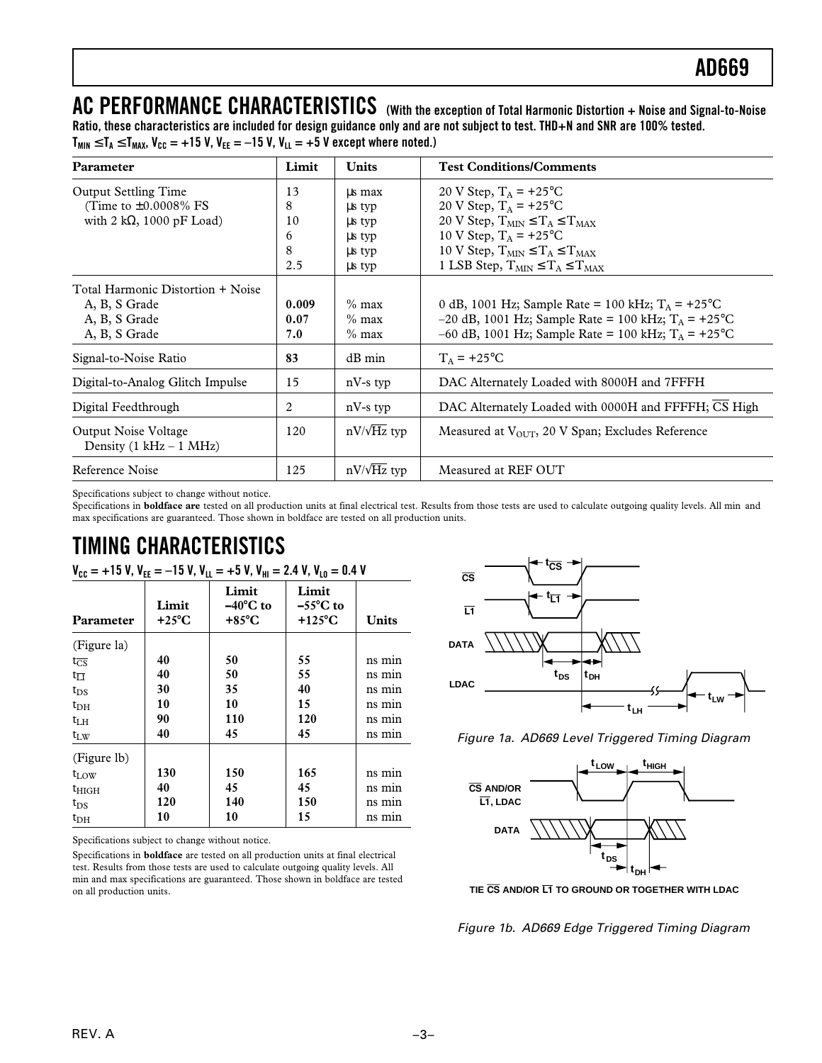## AC PERFORMANCE CHARACTERISTICS

(With the exception of Total Harmonic Distortion + Noise and Signal-to-Noise Ratio, these characteristics are included for design guidance only and are not subject to test. THD+N and SNR are 100% tested. $T_{MIN} \le T_A \le T_{MAX}$, $V_{CC}$ = +15 V, $V_{EE}$ = –15 V, $V_{LL}$ = +5 V except where noted.)

| Parameter | Limit | Units | Test Conditions/Comments |
|---|---|---|---|
| Output Settling Time (Time to ±0.0008% FS with 2 kΩ, 1000 pF Load) | 13 | µs max | 20 V Step, $T_A$ = +25°C |
| | 8 | µs typ | 20 V Step, $T_A$ = +25°C |
| | 10 | µs typ | 20 V Step, $T_{MIN} \le T_A \le T_{MAX}$ |
| | 6 | µs typ | 10 V Step, $T_A$ = +25°C |
| | 8 | µs typ | 10 V Step, $T_{MIN} \le T_A \le T_{MAX}$ |
| | 2.5 | µs typ | 1 LSB Step, $T_{MIN} \le T_A \le T_{MAX}$ |
| Total Harmonic Distortion + Noise | | | |
| A, B, S Grade | **0.009** | % max | 0 dB, 1001 Hz; Sample Rate = 100 kHz; $T_A$ = +25°C |
| A, B, S Grade | **0.07** | % max | –20 dB, 1001 Hz; Sample Rate = 100 kHz; $T_A$ = +25°C |
| A, B, S Grade | **7.0** | % max | –60 dB, 1001 Hz; Sample Rate = 100 kHz; $T_A$ = +25°C |
| Signal-to-Noise Ratio | **83** | dB min | $T_A$ = +25°C |
| Digital-to-Analog Glitch Impulse | 15 | nV-s typ | DAC Alternately Loaded with 8000H and 7FFFH |
| Digital Feedthrough | 2 | nV-s typ | DAC Alternately Loaded with 0000H and FFFFH; $\overline{CS}$ High |
| Output Noise Voltage Density (1 kHz – 1 MHz) | 120 | nV/√Hz typ | Measured at $V_{OUT}$, 20 V Span; Excludes Reference |
| Reference Noise | 125 | nV/√Hz typ | Measured at REF OUT |

Specifications subject to change without notice.

Specifications in **boldface are** tested on all production units at final electrical test. Results from those tests are used to calculate outgoing quality levels. All min and max specifications are guaranteed. Those shown in boldface are tested on all production units.

## TIMING CHARACTERISTICS

$V_{CC}$ = +15 V, $V_{EE}$ = –15 V, $V_{LL}$ = +5 V, $V_{HI}$ = 2.4 V, $V_{LO}$ = 0.4 V

| Parameter | Limit +25°C | Limit –40°C to +85°C | Limit –55°C to +125°C | Units |
|---|---|---|---|---|
| (Figure 1a) | | | | |
| $t_{\overline{CS}}$ | **40** | **50** | **55** | ns min |
| $t_{\overline{L1}}$ | **40** | **50** | **55** | ns min |
| $t_{DS}$ | **30** | **35** | **40** | ns min |
| $t_{DH}$ | **10** | **10** | **15** | ns min |
| $t_{LH}$ | **90** | **110** | **120** | ns min |
| $t_{LW}$ | **40** | **45** | **45** | ns min |
| (Figure 1b) | | | | |
| $t_{LOW}$ | **130** | **150** | **165** | ns min |
| $t_{HIGH}$ | **40** | **45** | **45** | ns min |
| $t_{DS}$ | **120** | **140** | **150** | ns min |
| $t_{DH}$ | **10** | **10** | **15** | ns min |

Specifications subject to change without notice.

Specifications in **boldface** are tested on all production units at final electrical test. Results from those tests are used to calculate outgoing quality levels. All min and max specifications are guaranteed. Those shown in boldface are tested on all production units.

*Figure 1a. AD669 Level Triggered Timing Diagram*

TIE $\overline{CS}$ AND/OR $\overline{L1}$ TO GROUND OR TOGETHER WITH LDAC

*Figure 1b. AD669 Edge Triggered Timing Diagram*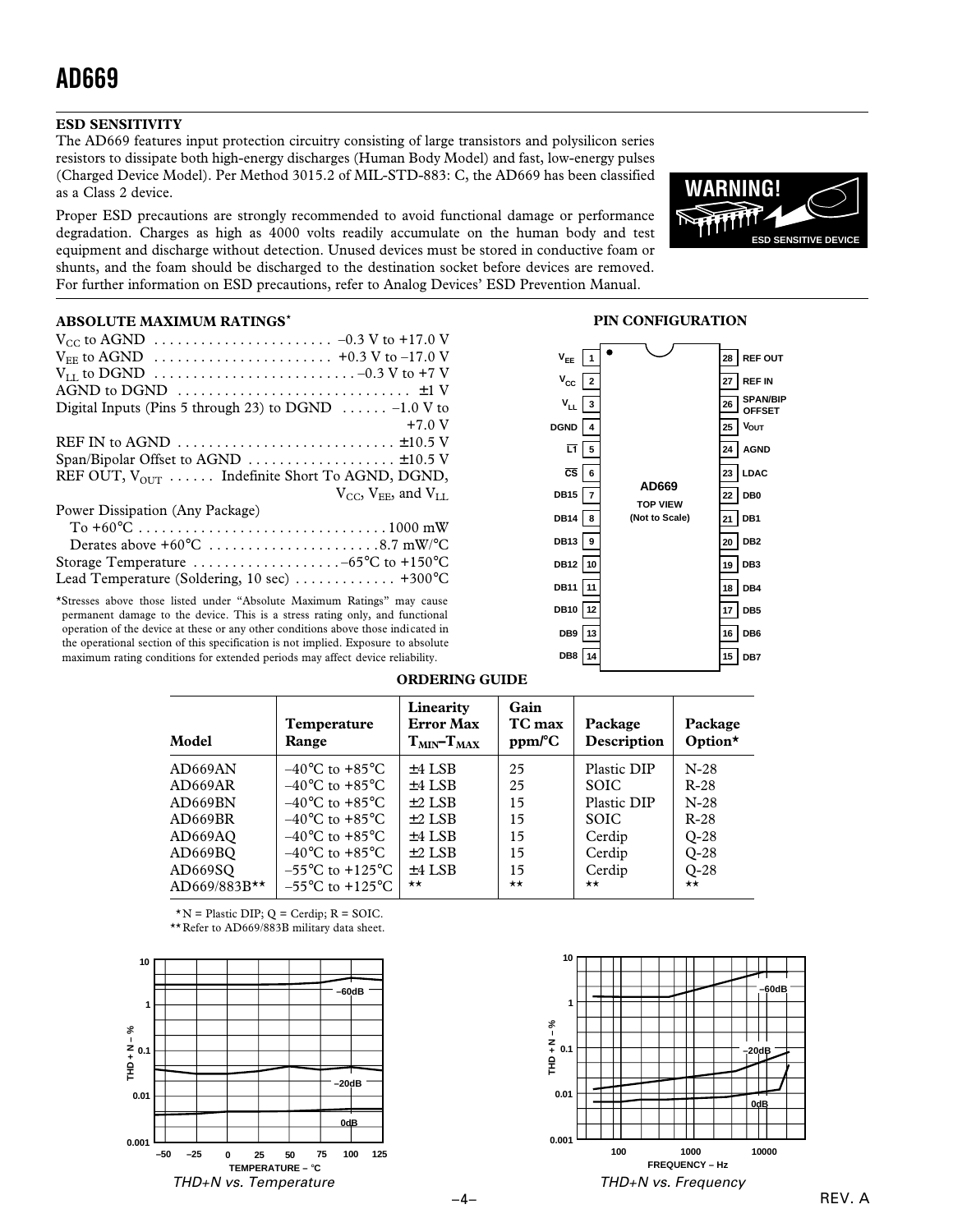### ESD SENSITIVITY

The AD669 features input protection circuitry consisting of large transistors and polysilicon series resistors to dissipate both high-energy discharges (Human Body Model) and fast, low-energy pulses (Charged Device Model). Per Method 3015.2 of MIL-STD-883: C, the AD669 has been classified as a Class 2 device.

Proper ESD precautions are strongly recommended to avoid functional damage or performance degradation. Charges as high as 4000 volts readily accumulate on the human body and test equipment and discharge without detection. Unused devices must be stored in conductive foam or shunts, and the foam should be discharged to the destination socket before devices are removed. For further information on ESD precautions, refer to Analog Devices' ESD Prevention Manual.

WARNING! ESD SENSITIVE DEVICE

### ABSOLUTE MAXIMUM RATINGS*

$V_{CC}$ to AGND . . . . . . . . . . . . . . . . . . . . . . –0.3 V to +17.0 V
$V_{EE}$ to AGND . . . . . . . . . . . . . . . . . . . . . . +0.3 V to –17.0 V
$V_{LL}$ to DGND . . . . . . . . . . . . . . . . . . . . . . . . . –0.3 V to +7 V
AGND to DGND . . . . . . . . . . . . . . . . . . . . . . . . . . . . ±1 V
Digital Inputs (Pins 5 through 23) to DGND . . . . . . –1.0 V to +7.0 V
REF IN to AGND . . . . . . . . . . . . . . . . . . . . . . . . . . . ±10.5 V
Span/Bipolar Offset to AGND . . . . . . . . . . . . . . . . . . ±10.5 V
REF OUT, $V_{OUT}$ . . . . . . Indefinite Short To AGND, DGND, $V_{CC}$, $V_{EE}$, and $V_{LL}$
Power Dissipation (Any Package)
  To +60°C . . . . . . . . . . . . . . . . . . . . . . . . . . . . . . . 1000 mW
  Derates above +60°C . . . . . . . . . . . . . . . . . . . . . 8.7 mW/°C
Storage Temperature . . . . . . . . . . . . . . . . . . –65°C to +150°C
Lead Temperature (Soldering, 10 sec) . . . . . . . . . . . . +300°C

*Stresses above those listed under "Absolute Maximum Ratings" may cause permanent damage to the device. This is a stress rating only, and functional operation of the device at these or any other conditions above those indicated in the operational section of this specification is not implied. Exposure to absolute maximum rating conditions for extended periods may affect device reliability.

### PIN CONFIGURATION

AD669 TOP VIEW (Not to Scale)

| Pin | Name | Pin | Name |
|---|---|---|---|
| 1 | $V_{EE}$ | 28 | REF OUT |
| 2 | $V_{CC}$ | 27 | REF IN |
| 3 | $V_{LL}$ | 26 | SPAN/BIP OFFSET |
| 4 | DGND | 25 | $V_{OUT}$ |
| 5 | $\overline{LT}$ | 24 | AGND |
| 6 | $\overline{CS}$ | 23 | LDAC |
| 7 | DB15 | 22 | DB0 |
| 8 | DB14 | 21 | DB1 |
| 9 | DB13 | 20 | DB2 |
| 10 | DB12 | 19 | DB3 |
| 11 | DB11 | 18 | DB4 |
| 12 | DB10 | 17 | DB5 |
| 13 | DB9 | 16 | DB6 |
| 14 | DB8 | 15 | DB7 |

### ORDERING GUIDE

| Model | Temperature Range | Linearity Error Max $T_{MIN}$–$T_{MAX}$ | Gain TC max ppm/°C | Package Description | Package Option* |
|---|---|---|---|---|---|
| AD669AN | –40°C to +85°C | ±4 LSB | 25 | Plastic DIP | N-28 |
| AD669AR | –40°C to +85°C | ±4 LSB | 25 | SOIC | R-28 |
| AD669BN | –40°C to +85°C | ±2 LSB | 15 | Plastic DIP | N-28 |
| AD669BR | –40°C to +85°C | ±2 LSB | 15 | SOIC | R-28 |
| AD669AQ | –40°C to +85°C | ±4 LSB | 15 | Cerdip | Q-28 |
| AD669BQ | –40°C to +85°C | ±2 LSB | 15 | Cerdip | Q-28 |
| AD669SQ | –55°C to +125°C | ±4 LSB | 15 | Cerdip | Q-28 |
| AD669/883B** | –55°C to +125°C | ** | ** | ** | ** |

*N = Plastic DIP; Q = Cerdip; R = SOIC.
**Refer to AD669/883B military data sheet.

*THD+N vs. Temperature*

*THD+N vs. Frequency*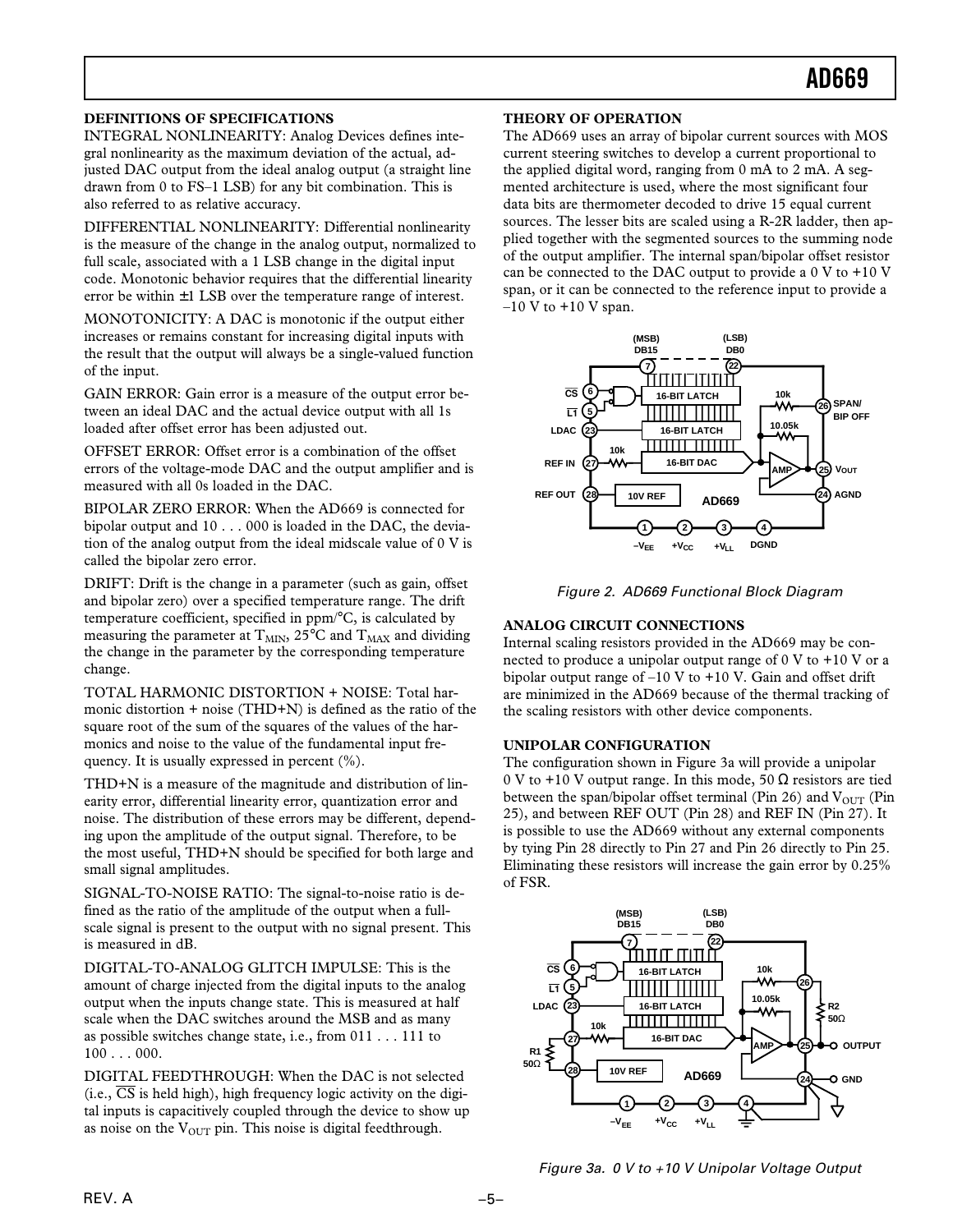## DEFINITIONS OF SPECIFICATIONS

INTEGRAL NONLINEARITY: Analog Devices defines integral nonlinearity as the maximum deviation of the actual, adjusted DAC output from the ideal analog output (a straight line drawn from 0 to FS–1 LSB) for any bit combination. This is also referred to as relative accuracy.

DIFFERENTIAL NONLINEARITY: Differential nonlinearity is the measure of the change in the analog output, normalized to full scale, associated with a 1 LSB change in the digital input code. Monotonic behavior requires that the differential linearity error be within ±1 LSB over the temperature range of interest.

MONOTONICITY: A DAC is monotonic if the output either increases or remains constant for increasing digital inputs with the result that the output will always be a single-valued function of the input.

GAIN ERROR: Gain error is a measure of the output error between an ideal DAC and the actual device output with all 1s loaded after offset error has been adjusted out.

OFFSET ERROR: Offset error is a combination of the offset errors of the voltage-mode DAC and the output amplifier and is measured with all 0s loaded in the DAC.

BIPOLAR ZERO ERROR: When the AD669 is connected for bipolar output and 10 . . . 000 is loaded in the DAC, the deviation of the analog output from the ideal midscale value of 0 V is called the bipolar zero error.

DRIFT: Drift is the change in a parameter (such as gain, offset and bipolar zero) over a specified temperature range. The drift temperature coefficient, specified in ppm/°C, is calculated by measuring the parameter at $T_{MIN}$, 25°C and $T_{MAX}$ and dividing the change in the parameter by the corresponding temperature change.

TOTAL HARMONIC DISTORTION + NOISE: Total harmonic distortion + noise (THD+N) is defined as the ratio of the square root of the sum of the squares of the values of the harmonics and noise to the value of the fundamental input frequency. It is usually expressed in percent (%).

THD+N is a measure of the magnitude and distribution of linearity error, differential linearity error, quantization error and noise. The distribution of these errors may be different, depending upon the amplitude of the output signal. Therefore, to be the most useful, THD+N should be specified for both large and small signal amplitudes.

SIGNAL-TO-NOISE RATIO: The signal-to-noise ratio is defined as the ratio of the amplitude of the output when a full-scale signal is present to the output with no signal present. This is measured in dB.

DIGITAL-TO-ANALOG GLITCH IMPULSE: This is the amount of charge injected from the digital inputs to the analog output when the inputs change state. This is measured at half scale when the DAC switches around the MSB and as many as possible switches change state, i.e., from 011 . . . 111 to 100 . . . 000.

DIGITAL FEEDTHROUGH: When the DAC is not selected (i.e., $\overline{CS}$ is held high), high frequency logic activity on the digital inputs is capacitively coupled through the device to show up as noise on the $V_{OUT}$ pin. This noise is digital feedthrough.

## THEORY OF OPERATION

The AD669 uses an array of bipolar current sources with MOS current steering switches to develop a current proportional to the applied digital word, ranging from 0 mA to 2 mA. A segmented architecture is used, where the most significant four data bits are thermometer decoded to drive 15 equal current sources. The lesser bits are scaled using a R-2R ladder, then applied together with the segmented sources to the summing node of the output amplifier. The internal span/bipolar offset resistor can be connected to the DAC output to provide a 0 V to +10 V span, or it can be connected to the reference input to provide a –10 V to +10 V span.

*Figure 2. AD669 Functional Block Diagram*

## ANALOG CIRCUIT CONNECTIONS

Internal scaling resistors provided in the AD669 may be connected to produce a unipolar output range of 0 V to +10 V or a bipolar output range of –10 V to +10 V. Gain and offset drift are minimized in the AD669 because of the thermal tracking of the scaling resistors with other device components.

## UNIPOLAR CONFIGURATION

The configuration shown in Figure 3a will provide a unipolar 0 V to +10 V output range. In this mode, 50 Ω resistors are tied between the span/bipolar offset terminal (Pin 26) and $V_{OUT}$ (Pin 25), and between REF OUT (Pin 28) and REF IN (Pin 27). It is possible to use the AD669 without any external components by tying Pin 28 directly to Pin 27 and Pin 26 directly to Pin 25. Eliminating these resistors will increase the gain error by 0.25% of FSR.

*Figure 3a. 0 V to +10 V Unipolar Voltage Output*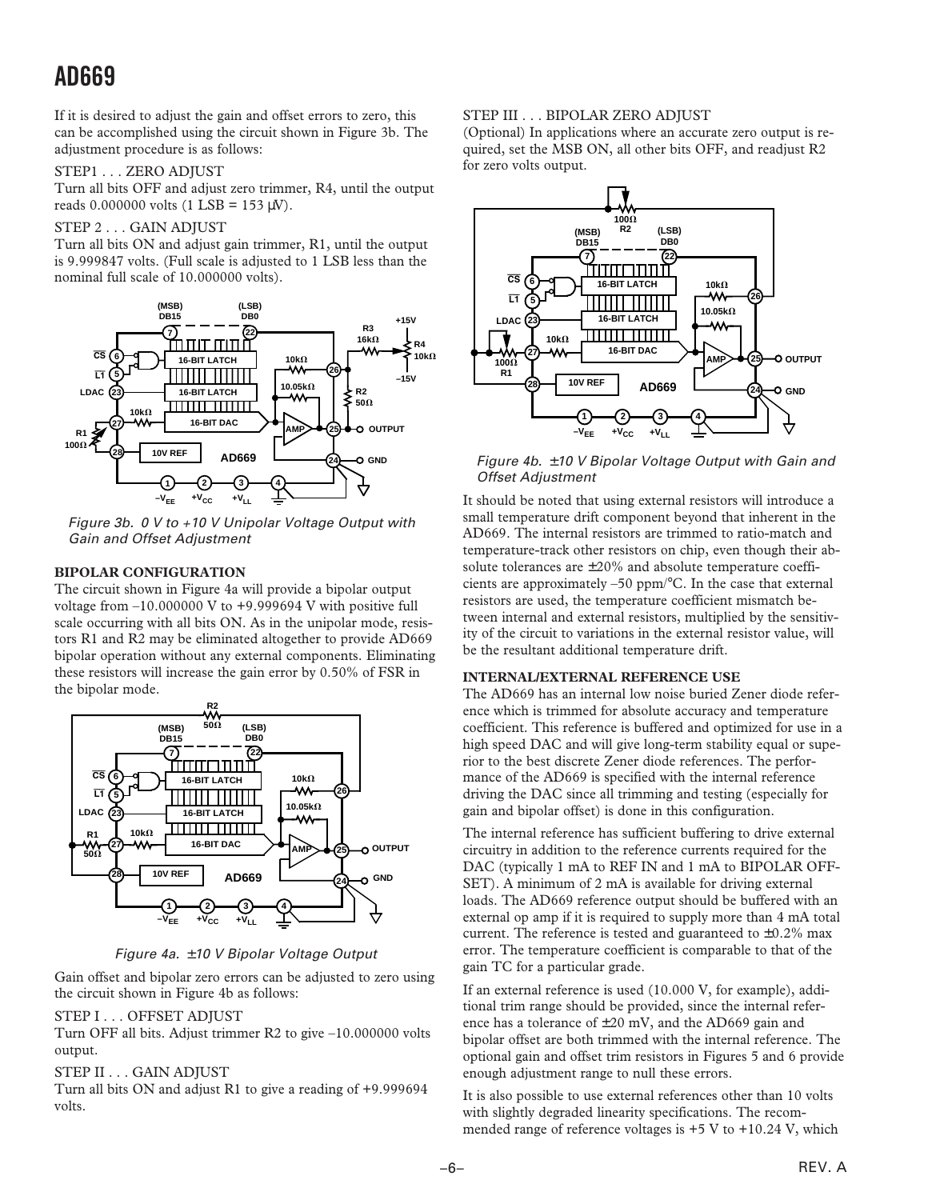If it is desired to adjust the gain and offset errors to zero, this can be accomplished using the circuit shown in Figure 3b. The adjustment procedure is as follows:

STEP1 . . . ZERO ADJUST

Turn all bits OFF and adjust zero trimmer, R4, until the output reads 0.000000 volts (1 LSB = 153 μV).

STEP 2 . . . GAIN ADJUST

Turn all bits ON and adjust gain trimmer, R1, until the output is 9.999847 volts. (Full scale is adjusted to 1 LSB less than the nominal full scale of 10.000000 volts).

*Figure 3b. 0 V to +10 V Unipolar Voltage Output with Gain and Offset Adjustment*

**BIPOLAR CONFIGURATION**

The circuit shown in Figure 4a will provide a bipolar output voltage from –10.000000 V to +9.999694 V with positive full scale occurring with all bits ON. As in the unipolar mode, resistors R1 and R2 may be eliminated altogether to provide AD669 bipolar operation without any external components. Eliminating these resistors will increase the gain error by 0.50% of FSR in the bipolar mode.

*Figure 4a. ±10 V Bipolar Voltage Output*

Gain offset and bipolar zero errors can be adjusted to zero using the circuit shown in Figure 4b as follows:

STEP I . . . OFFSET ADJUST

Turn OFF all bits. Adjust trimmer R2 to give –10.000000 volts output.

STEP II . . . GAIN ADJUST

Turn all bits ON and adjust R1 to give a reading of +9.999694 volts.

STEP III . . . BIPOLAR ZERO ADJUST

(Optional) In applications where an accurate zero output is required, set the MSB ON, all other bits OFF, and readjust R2 for zero volts output.

*Figure 4b. ±10 V Bipolar Voltage Output with Gain and Offset Adjustment*

It should be noted that using external resistors will introduce a small temperature drift component beyond that inherent in the AD669. The internal resistors are trimmed to ratio-match and temperature-track other resistors on chip, even though their absolute tolerances are ±20% and absolute temperature coefficients are approximately –50 ppm/°C. In the case that external resistors are used, the temperature coefficient mismatch between internal and external resistors, multiplied by the sensitivity of the circuit to variations in the external resistor value, will be the resultant additional temperature drift.

**INTERNAL/EXTERNAL REFERENCE USE**

The AD669 has an internal low noise buried Zener diode reference which is trimmed for absolute accuracy and temperature coefficient. This reference is buffered and optimized for use in a high speed DAC and will give long-term stability equal or superior to the best discrete Zener diode references. The performance of the AD669 is specified with the internal reference driving the DAC since all trimming and testing (especially for gain and bipolar offset) is done in this configuration.

The internal reference has sufficient buffering to drive external circuitry in addition to the reference currents required for the DAC (typically 1 mA to REF IN and 1 mA to BIPOLAR OFFSET). A minimum of 2 mA is available for driving external loads. The AD669 reference output should be buffered with an external op amp if it is required to supply more than 4 mA total current. The reference is tested and guaranteed to ±0.2% max error. The temperature coefficient is comparable to that of the gain TC for a particular grade.

If an external reference is used (10.000 V, for example), additional trim range should be provided, since the internal reference has a tolerance of ±20 mV, and the AD669 gain and bipolar offset are both trimmed with the internal reference. The optional gain and offset trim resistors in Figures 5 and 6 provide enough adjustment range to null these errors.

It is also possible to use external references other than 10 volts with slightly degraded linearity specifications. The recommended range of reference voltages is +5 V to +10.24 V, which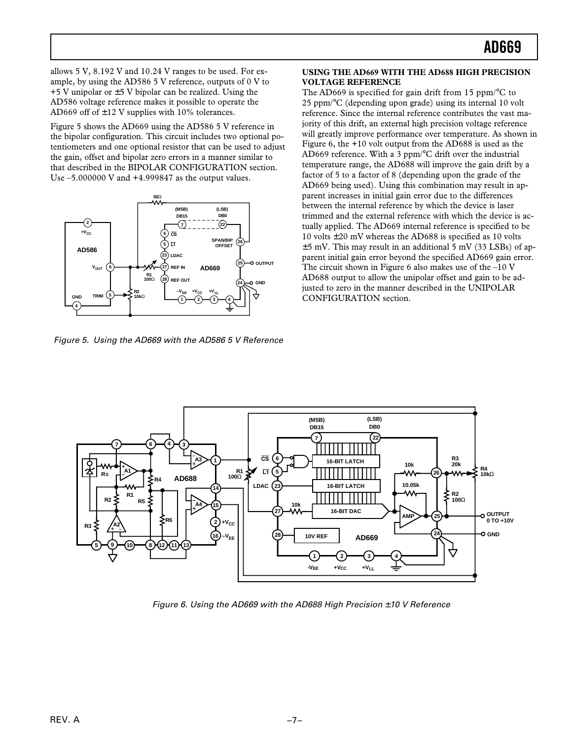allows 5 V, 8.192 V and 10.24 V ranges to be used. For example, by using the AD586 5 V reference, outputs of 0 V to +5 V unipolar or ±5 V bipolar can be realized. Using the AD586 voltage reference makes it possible to operate the AD669 off of ±12 V supplies with 10% tolerances.

Figure 5 shows the AD669 using the AD586 5 V reference in the bipolar configuration. This circuit includes two optional potentiometers and one optional resistor that can be used to adjust the gain, offset and bipolar zero errors in a manner similar to that described in the BIPOLAR CONFIGURATION section. Use –5.000000 V and +4.999847 as the output values.

*Figure 5. Using the AD669 with the AD586 5 V Reference*

**USING THE AD669 WITH THE AD688 HIGH PRECISION VOLTAGE REFERENCE**

The AD669 is specified for gain drift from 15 ppm/°C to 25 ppm/°C (depending upon grade) using its internal 10 volt reference. Since the internal reference contributes the vast majority of this drift, an external high precision voltage reference will greatly improve performance over temperature. As shown in Figure 6, the +10 volt output from the AD688 is used as the AD669 reference. With a 3 ppm/°C drift over the industrial temperature range, the AD688 will improve the gain drift by a factor of 5 to a factor of 8 (depending upon the grade of the AD669 being used). Using this combination may result in apparent increases in initial gain error due to the differences between the internal reference by which the device is laser trimmed and the external reference with which the device is actually applied. The AD669 internal reference is specified to be 10 volts ±20 mV whereas the AD688 is specified as 10 volts ±5 mV. This may result in an additional 5 mV (33 LSBs) of apparent initial gain error beyond the specified AD669 gain error. The circuit shown in Figure 6 also makes use of the –10 V AD688 output to allow the unipolar offset and gain to be adjusted to zero in the manner described in the UNIPOLAR CONFIGURATION section.

*Figure 6. Using the AD669 with the AD688 High Precision ±10 V Reference*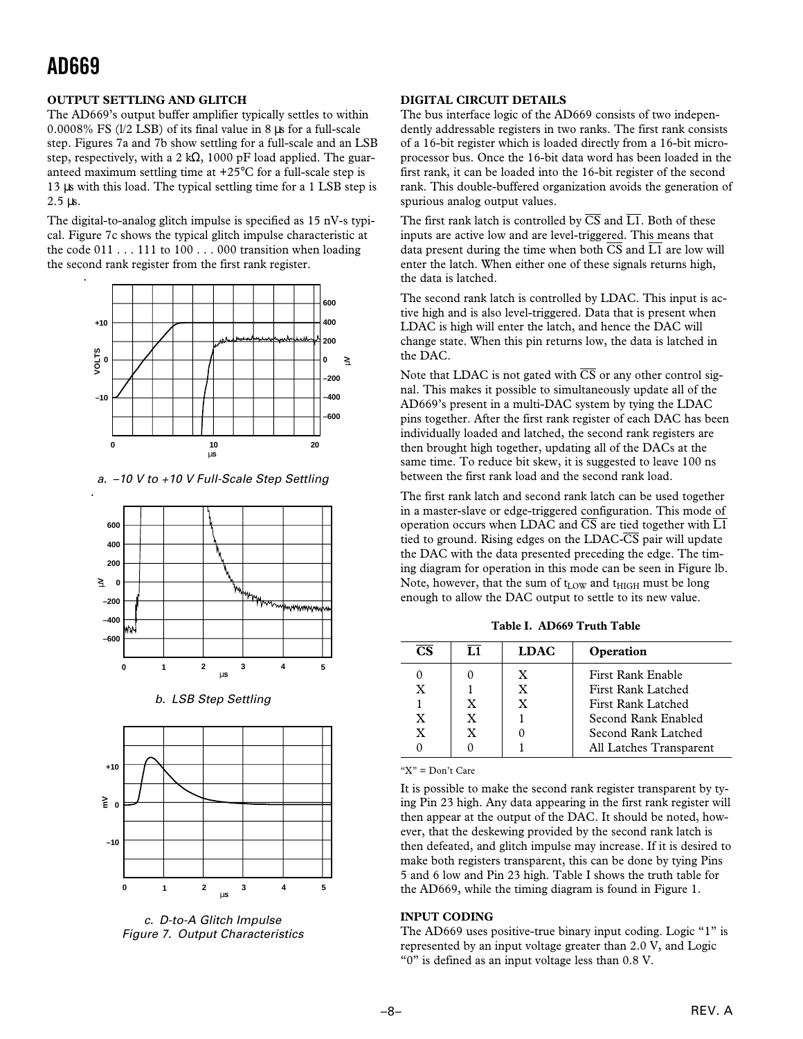## OUTPUT SETTLING AND GLITCH

The AD669's output buffer amplifier typically settles to within 0.0008% FS (1/2 LSB) of its final value in 8 µs for a full-scale step. Figures 7a and 7b show settling for a full-scale and an LSB step, respectively, with a 2 kΩ, 1000 pF load applied. The guaranteed maximum settling time at +25°C for a full-scale step is 13 µs with this load. The typical settling time for a 1 LSB step is 2.5 µs.

The digital-to-analog glitch impulse is specified as 15 nV-s typical. Figure 7c shows the typical glitch impulse characteristic at the code 011 . . . 111 to 100 . . . 000 transition when loading the second rank register from the first rank register.

a. −10 V to +10 V Full-Scale Step Settling

b. LSB Step Settling

c. D-to-A Glitch Impulse

Figure 7. Output Characteristics

## DIGITAL CIRCUIT DETAILS

The bus interface logic of the AD669 consists of two independently addressable registers in two ranks. The first rank consists of a 16-bit register which is loaded directly from a 16-bit microprocessor bus. Once the 16-bit data word has been loaded in the first rank, it can be loaded into the 16-bit register of the second rank. This double-buffered organization avoids the generation of spurious analog output values.

The first rank latch is controlled by $\overline{CS}$ and $\overline{L1}$. Both of these inputs are active low and are level-triggered. This means that data present during the time when both $\overline{CS}$ and $\overline{L1}$ are low will enter the latch. When either one of these signals returns high, the data is latched.

The second rank latch is controlled by LDAC. This input is active high and is also level-triggered. Data that is present when LDAC is high will enter the latch, and hence the DAC will change state. When this pin returns low, the data is latched in the DAC.

Note that LDAC is not gated with $\overline{CS}$ or any other control signal. This makes it possible to simultaneously update all of the AD669's present in a multi-DAC system by tying the LDAC pins together. After the first rank register of each DAC has been individually loaded and latched, the second rank registers are then brought high together, updating all of the DACs at the same time. To reduce bit skew, it is suggested to leave 100 ns between the first rank load and the second rank load.

The first rank latch and second rank latch can be used together in a master-slave or edge-triggered configuration. This mode of operation occurs when LDAC and $\overline{CS}$ are tied together with $\overline{L1}$ tied to ground. Rising edges on the LDAC-$\overline{CS}$ pair will update the DAC with the data presented preceding the edge. The timing diagram for operation in this mode can be seen in Figure 1b. Note, however, that the sum of $t_{LOW}$ and $t_{HIGH}$ must be long enough to allow the DAC output to settle to its new value.

**Table I. AD669 Truth Table**

| $\overline{CS}$ | $\overline{L1}$ | LDAC | Operation |
|---|---|---|---|
| 0 | 0 | X | First Rank Enable |
| X | 1 | X | First Rank Latched |
| 1 | X | X | First Rank Latched |
| X | X | 1 | Second Rank Enabled |
| X | X | 0 | Second Rank Latched |
| 0 | 0 | 1 | All Latches Transparent |

"X" = Don't Care

It is possible to make the second rank register transparent by tying Pin 23 high. Any data appearing in the first rank register will then appear at the output of the DAC. It should be noted, however, that the deskewing provided by the second rank latch is then defeated, and glitch impulse may increase. If it is desired to make both registers transparent, this can be done by tying Pins 5 and 6 low and Pin 23 high. Table I shows the truth table for the AD669, while the timing diagram is found in Figure 1.

## INPUT CODING

The AD669 uses positive-true binary input coding. Logic "1" is represented by an input voltage greater than 2.0 V, and Logic "0" is defined as an input voltage less than 0.8 V.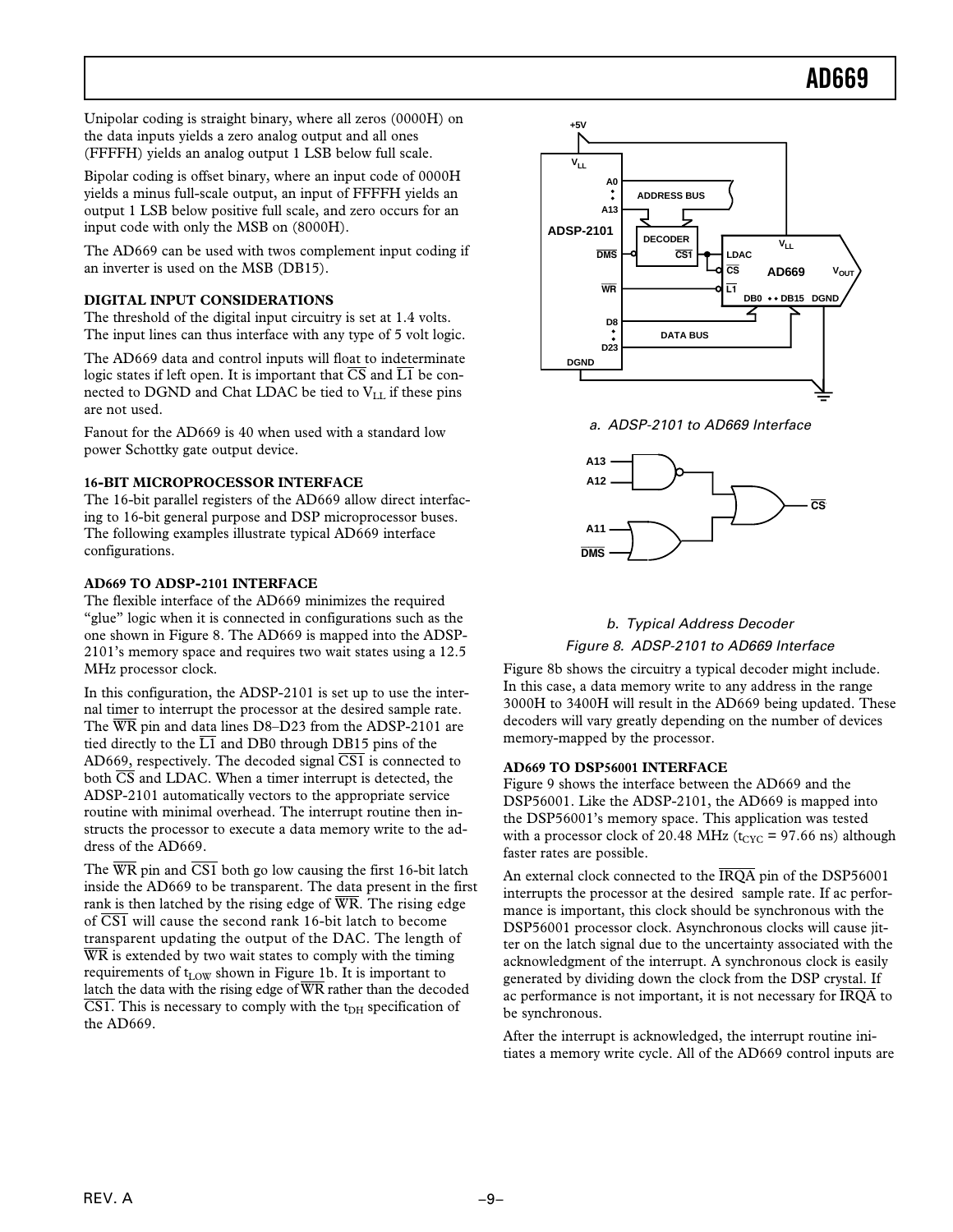Unipolar coding is straight binary, where all zeros (0000H) on the data inputs yields a zero analog output and all ones (FFFFH) yields an analog output 1 LSB below full scale.

Bipolar coding is offset binary, where an input code of 0000H yields a minus full-scale output, an input of FFFFH yields an output 1 LSB below positive full scale, and zero occurs for an input code with only the MSB on (8000H).

The AD669 can be used with twos complement input coding if an inverter is used on the MSB (DB15).

### DIGITAL INPUT CONSIDERATIONS

The threshold of the digital input circuitry is set at 1.4 volts. The input lines can thus interface with any type of 5 volt logic.

The AD669 data and control inputs will float to indeterminate logic states if left open. It is important that $\overline{CS}$ and $\overline{L1}$ be connected to DGND and Chat LDAC be tied to $V_{LL}$ if these pins are not used.

Fanout for the AD669 is 40 when used with a standard low power Schottky gate output device.

### 16-BIT MICROPROCESSOR INTERFACE

The 16-bit parallel registers of the AD669 allow direct interfacing to 16-bit general purpose and DSP microprocessor buses. The following examples illustrate typical AD669 interface configurations.

### AD669 TO ADSP-2101 INTERFACE

The flexible interface of the AD669 minimizes the required "glue" logic when it is connected in configurations such as the one shown in Figure 8. The AD669 is mapped into the ADSP-2101's memory space and requires two wait states using a 12.5 MHz processor clock.

In this configuration, the ADSP-2101 is set up to use the internal timer to interrupt the processor at the desired sample rate. The $\overline{WR}$ pin and data lines D8–D23 from the ADSP-2101 are tied directly to the $\overline{L1}$ and DB0 through DB15 pins of the AD669, respectively. The decoded signal $\overline{CS1}$ is connected to both $\overline{CS}$ and LDAC. When a timer interrupt is detected, the ADSP-2101 automatically vectors to the appropriate service routine with minimal overhead. The interrupt routine then instructs the processor to execute a data memory write to the address of the AD669.

The $\overline{WR}$ pin and $\overline{CS1}$ both go low causing the first 16-bit latch inside the AD669 to be transparent. The data present in the first rank is then latched by the rising edge of $\overline{WR}$. The rising edge of $\overline{CS1}$ will cause the second rank 16-bit latch to become transparent updating the output of the DAC. The length of $\overline{WR}$ is extended by two wait states to comply with the timing requirements of $t_{LOW}$ shown in Figure 1b. It is important to latch the data with the rising edge of $\overline{WR}$ rather than the decoded $\overline{CS1}$. This is necessary to comply with the $t_{DH}$ specification of the AD669.

*a. ADSP-2101 to AD669 Interface*

*b. Typical Address Decoder*

*Figure 8. ADSP-2101 to AD669 Interface*

Figure 8b shows the circuitry a typical decoder might include. In this case, a data memory write to any address in the range 3000H to 3400H will result in the AD669 being updated. These decoders will vary greatly depending on the number of devices memory-mapped by the processor.

### AD669 TO DSP56001 INTERFACE

Figure 9 shows the interface between the AD669 and the DSP56001. Like the ADSP-2101, the AD669 is mapped into the DSP56001's memory space. This application was tested with a processor clock of 20.48 MHz ($t_{CYC}$ = 97.66 ns) although faster rates are possible.

An external clock connected to the $\overline{IRQA}$ pin of the DSP56001 interrupts the processor at the desired sample rate. If ac performance is important, this clock should be synchronous with the DSP56001 processor clock. Asynchronous clocks will cause jitter on the latch signal due to the uncertainty associated with the acknowledgment of the interrupt. A synchronous clock is easily generated by dividing down the clock from the DSP crystal. If ac performance is not important, it is not necessary for $\overline{IRQA}$ to be synchronous.

After the interrupt is acknowledged, the interrupt routine initiates a memory write cycle. All of the AD669 control inputs are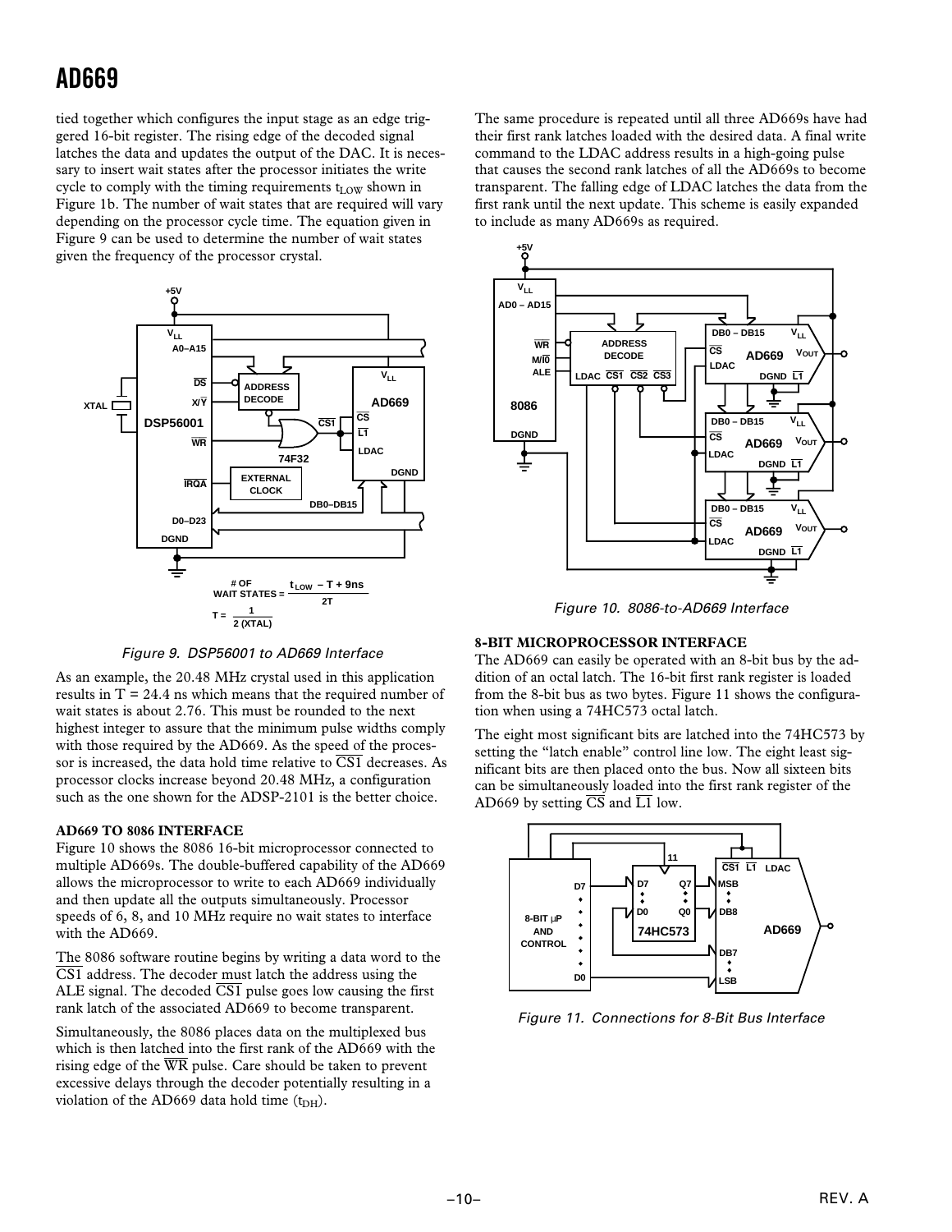tied together which configures the input stage as an edge triggered 16-bit register. The rising edge of the decoded signal latches the data and updates the output of the DAC. It is necessary to insert wait states after the processor initiates the write cycle to comply with the timing requirements $t_{LOW}$ shown in Figure 1b. The number of wait states that are required will vary depending on the processor cycle time. The equation given in Figure 9 can be used to determine the number of wait states given the frequency of the processor crystal.

$$\#\ OF\ WAIT\ STATES = \frac{t_{LOW} - T + 9ns}{2T}$$

$$T = \frac{1}{2\ (XTAL)}$$

*Figure 9. DSP56001 to AD669 Interface*

As an example, the 20.48 MHz crystal used in this application results in T = 24.4 ns which means that the required number of wait states is about 2.76. This must be rounded to the next highest integer to assure that the minimum pulse widths comply with those required by the AD669. As the speed of the processor is increased, the data hold time relative to $\overline{CS1}$ decreases. As processor clocks increase beyond 20.48 MHz, a configuration such as the one shown for the ADSP-2101 is the better choice.

**AD669 TO 8086 INTERFACE**

Figure 10 shows the 8086 16-bit microprocessor connected to multiple AD669s. The double-buffered capability of the AD669 allows the microprocessor to write to each AD669 individually and then update all the outputs simultaneously. Processor speeds of 6, 8, and 10 MHz require no wait states to interface with the AD669.

The 8086 software routine begins by writing a data word to the $\overline{CS1}$ address. The decoder must latch the address using the ALE signal. The decoded $\overline{CS1}$ pulse goes low causing the first rank latch of the associated AD669 to become transparent.

Simultaneously, the 8086 places data on the multiplexed bus which is then latched into the first rank of the AD669 with the rising edge of the $\overline{WR}$ pulse. Care should be taken to prevent excessive delays through the decoder potentially resulting in a violation of the AD669 data hold time ($t_{DH}$).

The same procedure is repeated until all three AD669s have had their first rank latches loaded with the desired data. A final write command to the LDAC address results in a high-going pulse that causes the second rank latches of all the AD669s to become transparent. The falling edge of LDAC latches the data from the first rank until the next update. This scheme is easily expanded to include as many AD669s as required.

*Figure 10. 8086-to-AD669 Interface*

**8-BIT MICROPROCESSOR INTERFACE**

The AD669 can easily be operated with an 8-bit bus by the addition of an octal latch. The 16-bit first rank register is loaded from the 8-bit bus as two bytes. Figure 11 shows the configuration when using a 74HC573 octal latch.

The eight most significant bits are latched into the 74HC573 by setting the "latch enable" control line low. The eight least significant bits are then placed onto the bus. Now all sixteen bits can be simultaneously loaded into the first rank register of the AD669 by setting $\overline{CS}$ and $\overline{L1}$ low.

*Figure 11. Connections for 8-Bit Bus Interface*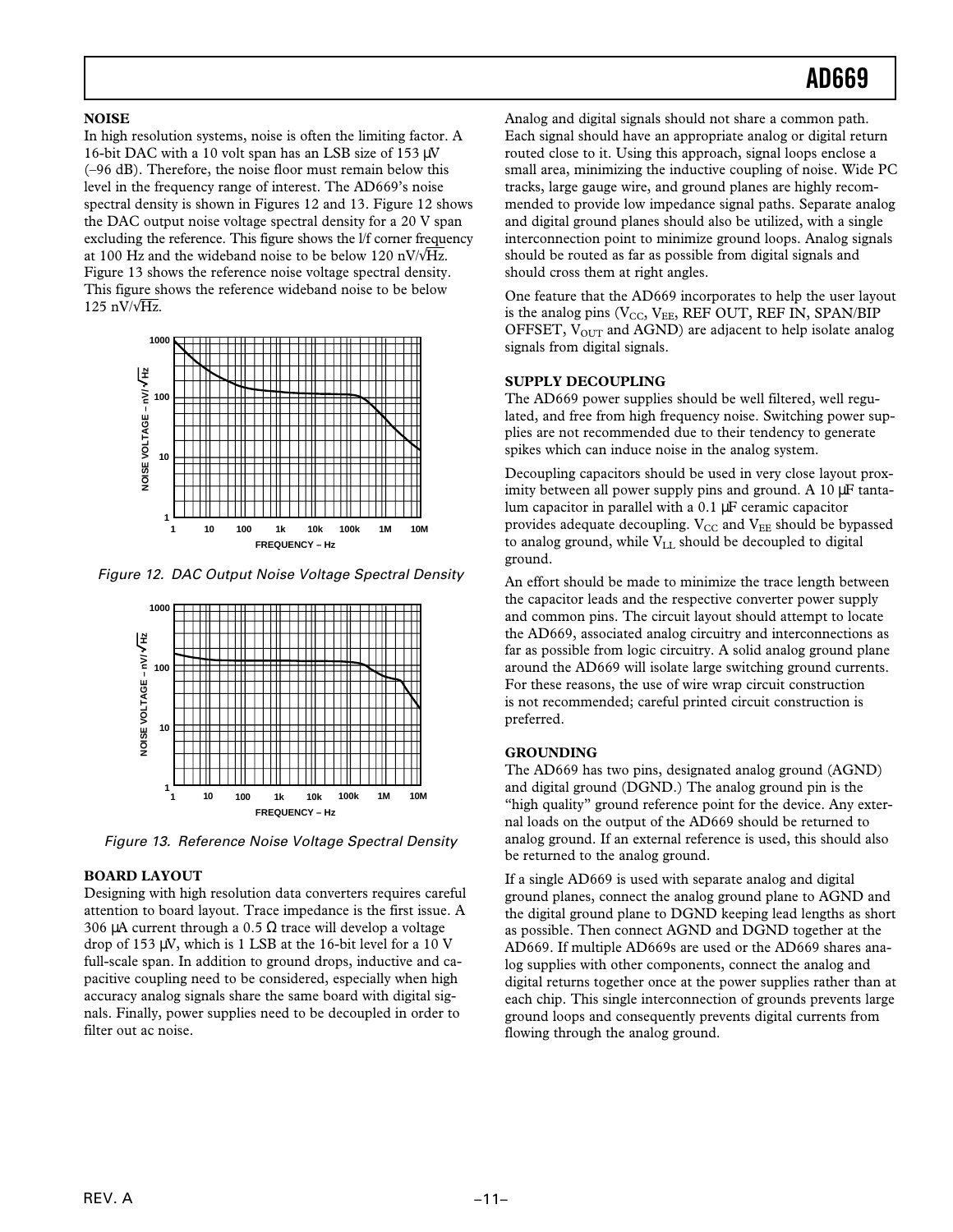### NOISE

In high resolution systems, noise is often the limiting factor. A 16-bit DAC with a 10 volt span has an LSB size of 153 µV (–96 dB). Therefore, the noise floor must remain below this level in the frequency range of interest. The AD669's noise spectral density is shown in Figures 12 and 13. Figure 12 shows the DAC output noise voltage spectral density for a 20 V span excluding the reference. This figure shows the l/f corner frequency at 100 Hz and the wideband noise to be below 120 nV/√Hz. Figure 13 shows the reference noise voltage spectral density. This figure shows the reference wideband noise to be below 125 nV/√Hz.

Figure 12. DAC Output Noise Voltage Spectral Density

Figure 13. Reference Noise Voltage Spectral Density

### BOARD LAYOUT

Designing with high resolution data converters requires careful attention to board layout. Trace impedance is the first issue. A 306 µA current through a 0.5 Ω trace will develop a voltage drop of 153 µV, which is 1 LSB at the 16-bit level for a 10 V full-scale span. In addition to ground drops, inductive and capacitive coupling need to be considered, especially when high accuracy analog signals share the same board with digital signals. Finally, power supplies need to be decoupled in order to filter out ac noise.

Analog and digital signals should not share a common path. Each signal should have an appropriate analog or digital return routed close to it. Using this approach, signal loops enclose a small area, minimizing the inductive coupling of noise. Wide PC tracks, large gauge wire, and ground planes are highly recommended to provide low impedance signal paths. Separate analog and digital ground planes should also be utilized, with a single interconnection point to minimize ground loops. Analog signals should be routed as far as possible from digital signals and should cross them at right angles.

One feature that the AD669 incorporates to help the user layout is the analog pins ($V_{CC}$, $V_{EE}$, REF OUT, REF IN, SPAN/BIP OFFSET, $V_{OUT}$ and AGND) are adjacent to help isolate analog signals from digital signals.

### SUPPLY DECOUPLING

The AD669 power supplies should be well filtered, well regulated, and free from high frequency noise. Switching power supplies are not recommended due to their tendency to generate spikes which can induce noise in the analog system.

Decoupling capacitors should be used in very close layout proximity between all power supply pins and ground. A 10 µF tantalum capacitor in parallel with a 0.1 µF ceramic capacitor provides adequate decoupling. $V_{CC}$ and $V_{EE}$ should be bypassed to analog ground, while $V_{LL}$ should be decoupled to digital ground.

An effort should be made to minimize the trace length between the capacitor leads and the respective converter power supply and common pins. The circuit layout should attempt to locate the AD669, associated analog circuitry and interconnections as far as possible from logic circuitry. A solid analog ground plane around the AD669 will isolate large switching ground currents. For these reasons, the use of wire wrap circuit construction is not recommended; careful printed circuit construction is preferred.

### GROUNDING

The AD669 has two pins, designated analog ground (AGND) and digital ground (DGND.) The analog ground pin is the "high quality" ground reference point for the device. Any external loads on the output of the AD669 should be returned to analog ground. If an external reference is used, this should also be returned to the analog ground.

If a single AD669 is used with separate analog and digital ground planes, connect the analog ground plane to AGND and the digital ground plane to DGND keeping lead lengths as short as possible. Then connect AGND and DGND together at the AD669. If multiple AD669s are used or the AD669 shares analog supplies with other components, connect the analog and digital returns together once at the power supplies rather than at each chip. This single interconnection of grounds prevents large ground loops and consequently prevents digital currents from flowing through the analog ground.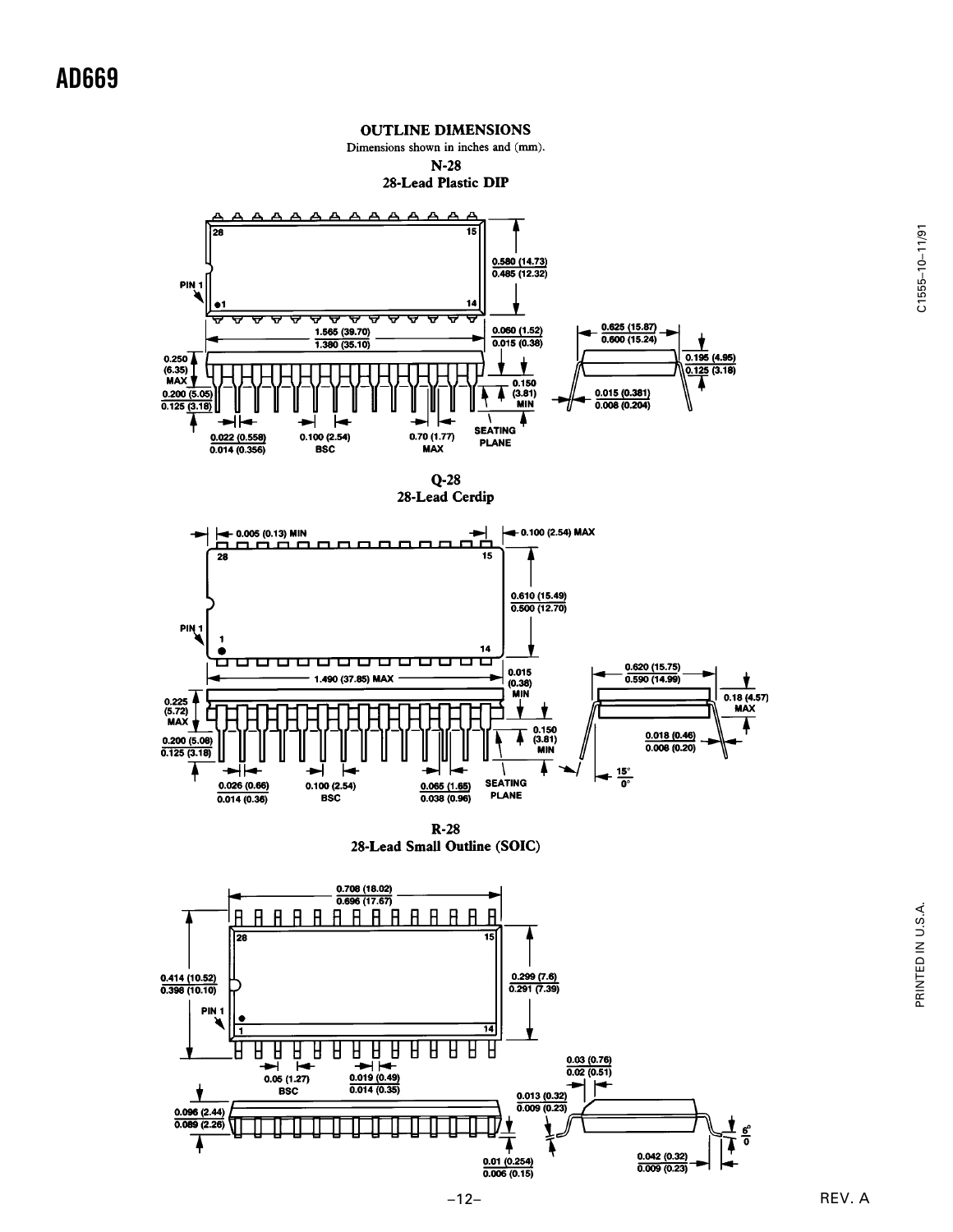## OUTLINE DIMENSIONS

Dimensions shown in inches and (mm).

### N-28
### 28-Lead Plastic DIP

PIN 1

28
15
1
14

0.580 (14.73)
0.485 (12.32)

1.565 (39.70)
1.380 (35.10)

0.060 (1.52)
0.015 (0.38)

0.250 (6.35) MAX

0.200 (5.05)
0.125 (3.18)

0.150 (3.81) MIN

0.022 (0.558)
0.014 (0.356)

0.100 (2.54) BSC

0.70 (1.77) MAX

SEATING PLANE

0.625 (15.87)
0.600 (15.24)

0.195 (4.95)
0.125 (3.18)

0.015 (0.381)
0.008 (0.204)

### Q-28
### 28-Lead Cerdip

0.005 (0.13) MIN

0.100 (2.54) MAX

28
15
PIN 1
1
14

0.610 (15.49)
0.500 (12.70)

1.490 (37.85) MAX

0.015 (0.38) MIN

0.225 (5.72) MAX

0.200 (5.08)
0.125 (3.18)

0.150 (3.81) MIN

0.026 (0.66)
0.014 (0.36)

0.100 (2.54) BSC

0.065 (1.65)
0.038 (0.96)

SEATING PLANE

0.620 (15.75)
0.590 (14.99)

0.18 (4.57) MAX

0.018 (0.46)
0.008 (0.20)

15°
0°

### R-28
### 28-Lead Small Outline (SOIC)

0.708 (18.02)
0.696 (17.67)

28
15
PIN 1
1
14

0.414 (10.52)
0.398 (10.10)

0.299 (7.6)
0.291 (7.39)

0.05 (1.27) BSC

0.019 (0.49)
0.014 (0.35)

0.096 (2.44)
0.089 (2.26)

0.01 (0.254)
0.006 (0.15)

0.03 (0.76)
0.02 (0.51)

0.013 (0.32)
0.009 (0.23)

0.042 (0.32)
0.009 (0.23)

6°
0

C1555–10–11/91

PRINTED IN U.S.A.